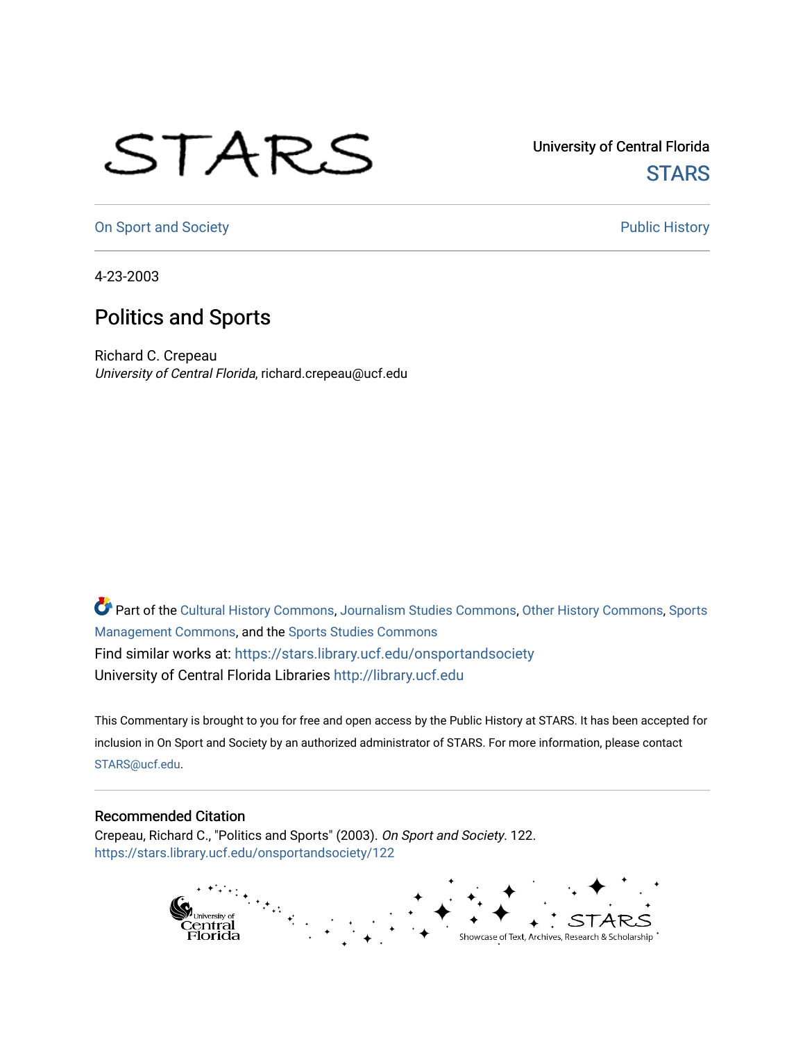University of Central Florida

STARS

On Sport and Society

Public History

4-23-2003

# Politics and Sports

Richard C. Crepeau
*University of Central Florida*, richard.crepeau@ucf.edu

Part of the Cultural History Commons, Journalism Studies Commons, Other History Commons, Sports Management Commons, and the Sports Studies Commons

Find similar works at: https://stars.library.ucf.edu/onsportandsociety

University of Central Florida Libraries http://library.ucf.edu

This Commentary is brought to you for free and open access by the Public History at STARS. It has been accepted for inclusion in On Sport and Society by an authorized administrator of STARS. For more information, please contact STARS@ucf.edu.

## Recommended Citation

Crepeau, Richard C., "Politics and Sports" (2003). *On Sport and Society*. 122.
https://stars.library.ucf.edu/onsportandsociety/122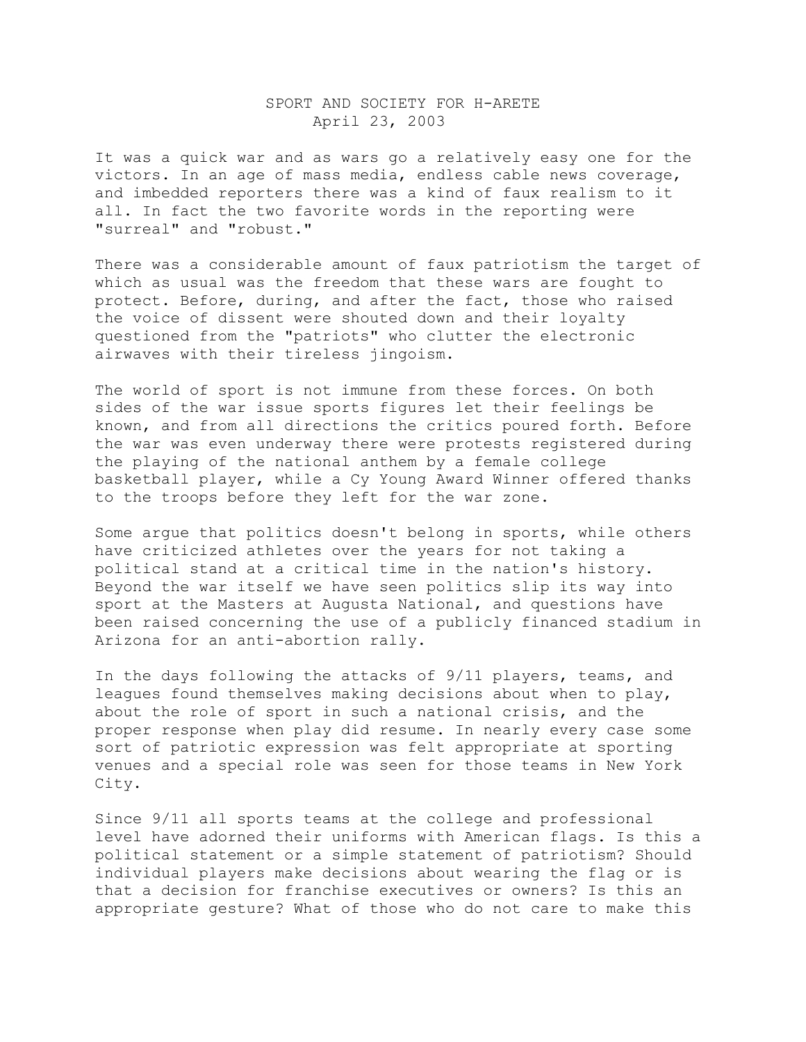SPORT AND SOCIETY FOR H-ARETE
April 23, 2003

It was a quick war and as wars go a relatively easy one for the victors. In an age of mass media, endless cable news coverage, and imbedded reporters there was a kind of faux realism to it all. In fact the two favorite words in the reporting were "surreal" and "robust."

There was a considerable amount of faux patriotism the target of which as usual was the freedom that these wars are fought to protect. Before, during, and after the fact, those who raised the voice of dissent were shouted down and their loyalty questioned from the "patriots" who clutter the electronic airwaves with their tireless jingoism.

The world of sport is not immune from these forces. On both sides of the war issue sports figures let their feelings be known, and from all directions the critics poured forth. Before the war was even underway there were protests registered during the playing of the national anthem by a female college basketball player, while a Cy Young Award Winner offered thanks to the troops before they left for the war zone.

Some argue that politics doesn't belong in sports, while others have criticized athletes over the years for not taking a political stand at a critical time in the nation's history. Beyond the war itself we have seen politics slip its way into sport at the Masters at Augusta National, and questions have been raised concerning the use of a publicly financed stadium in Arizona for an anti-abortion rally.

In the days following the attacks of 9/11 players, teams, and leagues found themselves making decisions about when to play, about the role of sport in such a national crisis, and the proper response when play did resume. In nearly every case some sort of patriotic expression was felt appropriate at sporting venues and a special role was seen for those teams in New York City.

Since 9/11 all sports teams at the college and professional level have adorned their uniforms with American flags. Is this a political statement or a simple statement of patriotism? Should individual players make decisions about wearing the flag or is that a decision for franchise executives or owners? Is this an appropriate gesture? What of those who do not care to make this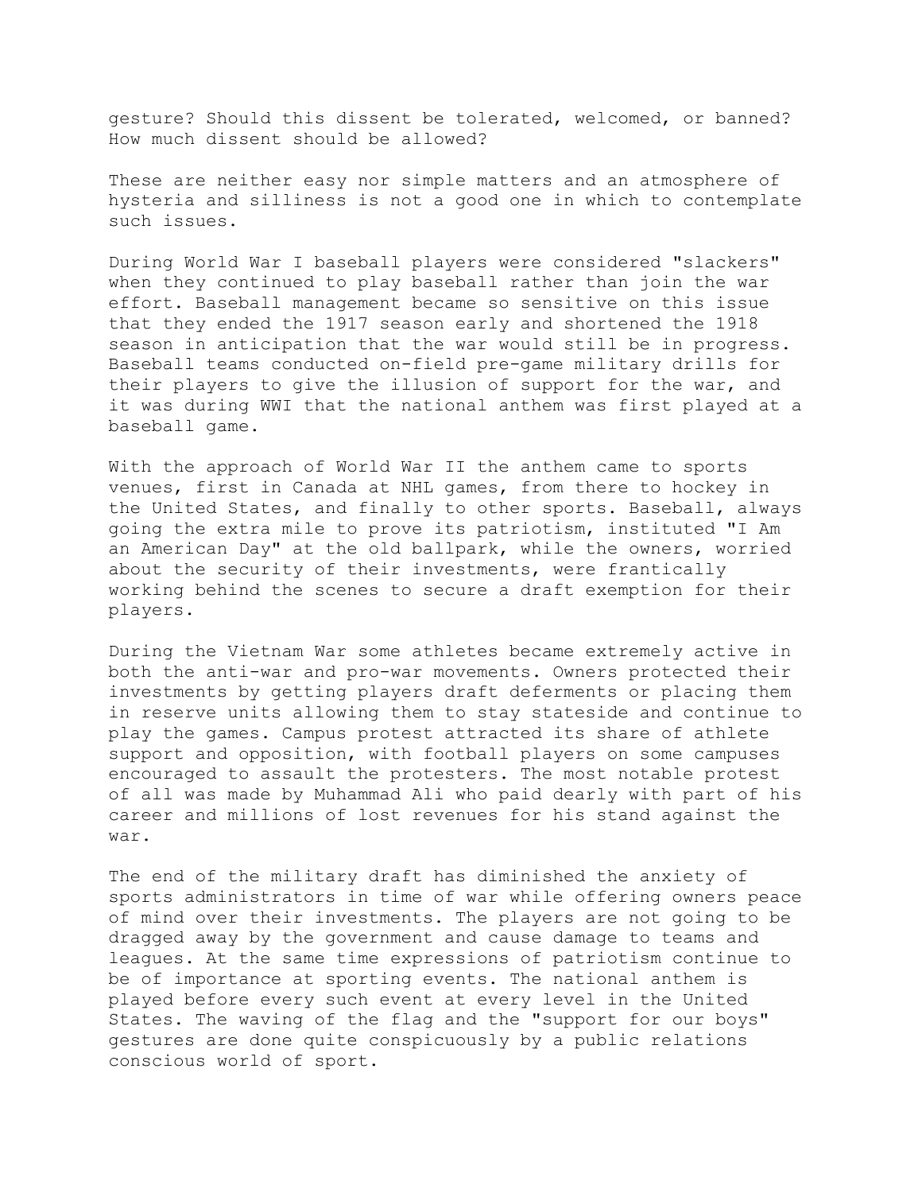gesture? Should this dissent be tolerated, welcomed, or banned? How much dissent should be allowed?

These are neither easy nor simple matters and an atmosphere of hysteria and silliness is not a good one in which to contemplate such issues.

During World War I baseball players were considered "slackers" when they continued to play baseball rather than join the war effort. Baseball management became so sensitive on this issue that they ended the 1917 season early and shortened the 1918 season in anticipation that the war would still be in progress. Baseball teams conducted on-field pre-game military drills for their players to give the illusion of support for the war, and it was during WWI that the national anthem was first played at a baseball game.

With the approach of World War II the anthem came to sports venues, first in Canada at NHL games, from there to hockey in the United States, and finally to other sports. Baseball, always going the extra mile to prove its patriotism, instituted "I Am an American Day" at the old ballpark, while the owners, worried about the security of their investments, were frantically working behind the scenes to secure a draft exemption for their players.

During the Vietnam War some athletes became extremely active in both the anti-war and pro-war movements. Owners protected their investments by getting players draft deferments or placing them in reserve units allowing them to stay stateside and continue to play the games. Campus protest attracted its share of athlete support and opposition, with football players on some campuses encouraged to assault the protesters. The most notable protest of all was made by Muhammad Ali who paid dearly with part of his career and millions of lost revenues for his stand against the war.

The end of the military draft has diminished the anxiety of sports administrators in time of war while offering owners peace of mind over their investments. The players are not going to be dragged away by the government and cause damage to teams and leagues. At the same time expressions of patriotism continue to be of importance at sporting events. The national anthem is played before every such event at every level in the United States. The waving of the flag and the "support for our boys" gestures are done quite conspicuously by a public relations conscious world of sport.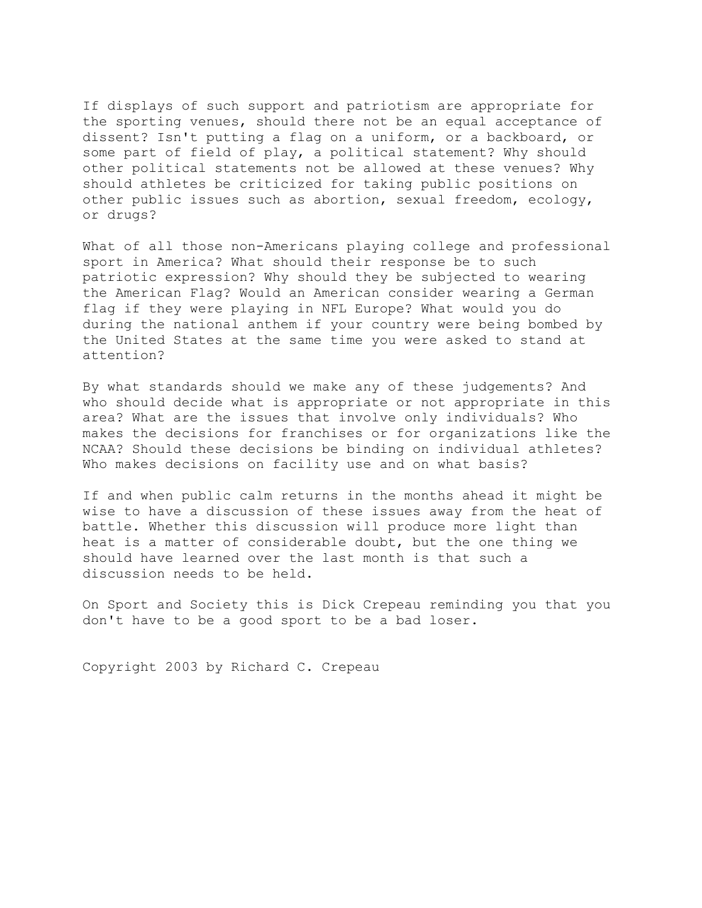If displays of such support and patriotism are appropriate for the sporting venues, should there not be an equal acceptance of dissent? Isn't putting a flag on a uniform, or a backboard, or some part of field of play, a political statement? Why should other political statements not be allowed at these venues? Why should athletes be criticized for taking public positions on other public issues such as abortion, sexual freedom, ecology, or drugs?

What of all those non-Americans playing college and professional sport in America? What should their response be to such patriotic expression? Why should they be subjected to wearing the American Flag? Would an American consider wearing a German flag if they were playing in NFL Europe? What would you do during the national anthem if your country were being bombed by the United States at the same time you were asked to stand at attention?

By what standards should we make any of these judgements? And who should decide what is appropriate or not appropriate in this area? What are the issues that involve only individuals? Who makes the decisions for franchises or for organizations like the NCAA? Should these decisions be binding on individual athletes? Who makes decisions on facility use and on what basis?

If and when public calm returns in the months ahead it might be wise to have a discussion of these issues away from the heat of battle. Whether this discussion will produce more light than heat is a matter of considerable doubt, but the one thing we should have learned over the last month is that such a discussion needs to be held.

On Sport and Society this is Dick Crepeau reminding you that you don't have to be a good sport to be a bad loser.

Copyright 2003 by Richard C. Crepeau